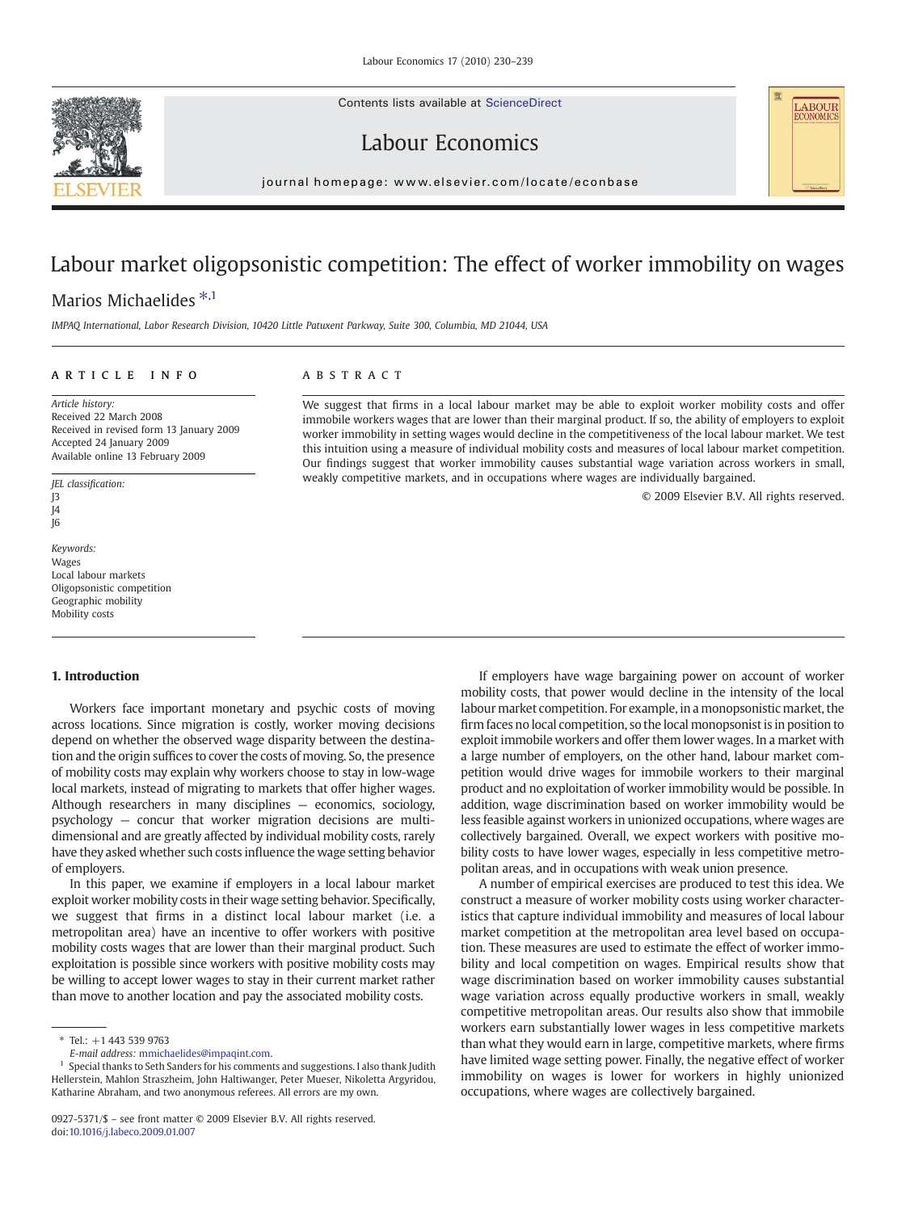# Labour market oligopsonistic competition: The effect of worker immobility on wages

Marios Michaelides [*,1]

*IMPAQ International, Labor Research Division, 10420 Little Patuxent Parkway, Suite 300, Columbia, MD 21044, USA*

ARTICLE INFO

*Article history:*
Received 22 March 2008
Received in revised form 13 January 2009
Accepted 24 January 2009
Available online 13 February 2009

*JEL classification:*
J3
J4
J6

*Keywords:*
Wages
Local labour markets
Oligopsonistic competition
Geographic mobility
Mobility costs

ABSTRACT

We suggest that firms in a local labour market may be able to exploit worker mobility costs and offer immobile workers wages that are lower than their marginal product. If so, the ability of employers to exploit worker immobility in setting wages would decline in the competitiveness of the local labour market. We test this intuition using a measure of individual mobility costs and measures of local labour market competition. Our findings suggest that worker immobility causes substantial wage variation across workers in small, weakly competitive markets, and in occupations where wages are individually bargained.

© 2009 Elsevier B.V. All rights reserved.

## 1. Introduction

Workers face important monetary and psychic costs of moving across locations. Since migration is costly, worker moving decisions depend on whether the observed wage disparity between the destination and the origin suffices to cover the costs of moving. So, the presence of mobility costs may explain why workers choose to stay in low-wage local markets, instead of migrating to markets that offer higher wages. Although researchers in many disciplines — economics, sociology, psychology — concur that worker migration decisions are multi-dimensional and are greatly affected by individual mobility costs, rarely have they asked whether such costs influence the wage setting behavior of employers.

In this paper, we examine if employers in a local labour market exploit worker mobility costs in their wage setting behavior. Specifically, we suggest that firms in a distinct local labour market (i.e. a metropolitan area) have an incentive to offer workers with positive mobility costs wages that are lower than their marginal product. Such exploitation is possible since workers with positive mobility costs may be willing to accept lower wages to stay in their current market rather than move to another location and pay the associated mobility costs.

If employers have wage bargaining power on account of worker mobility costs, that power would decline in the intensity of the local labour market competition. For example, in a monopsonistic market, the firm faces no local competition, so the local monopsonist is in position to exploit immobile workers and offer them lower wages. In a market with a large number of employers, on the other hand, labour market competition would drive wages for immobile workers to their marginal product and no exploitation of worker immobility would be possible. In addition, wage discrimination based on worker immobility would be less feasible against workers in unionized occupations, where wages are collectively bargained. Overall, we expect workers with positive mobility costs to have lower wages, especially in less competitive metropolitan areas, and in occupations with weak union presence.

A number of empirical exercises are produced to test this idea. We construct a measure of worker mobility costs using worker characteristics that capture individual immobility and measures of local labour market competition at the metropolitan area level based on occupation. These measures are used to estimate the effect of worker immobility and local competition on wages. Empirical results show that wage discrimination based on worker immobility causes substantial wage variation across equally productive workers in small, weakly competitive metropolitan areas. Our results also show that immobile workers earn substantially lower wages in less competitive markets than what they would earn in large, competitive markets, where firms have limited wage setting power. Finally, the negative effect of worker immobility on wages is lower for workers in highly unionized occupations, where wages are collectively bargained.

---

\* Tel.: +1 443 539 9763
*E-mail address:* mmichaelides@impaqint.com.

[1] Special thanks to Seth Sanders for his comments and suggestions. I also thank Judith Hellerstein, Mahlon Straszheim, John Haltiwanger, Peter Mueser, Nikoletta Argyridou, Katharine Abraham, and two anonymous referees. All errors are my own.

0927-5371/$ – see front matter © 2009 Elsevier B.V. All rights reserved.
doi:10.1016/j.labeco.2009.01.007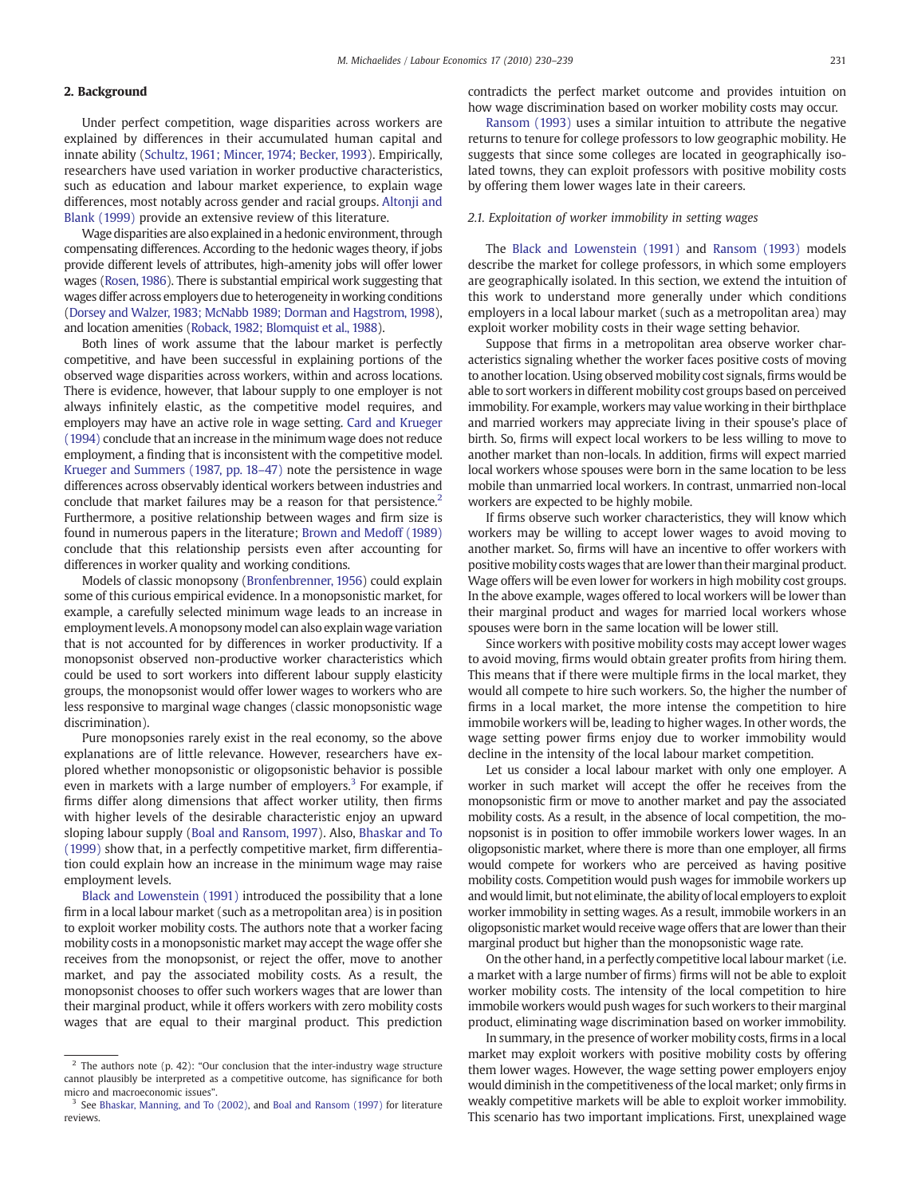## 2. Background

Under perfect competition, wage disparities across workers are explained by differences in their accumulated human capital and innate ability (Schultz, 1961; Mincer, 1974; Becker, 1993). Empirically, researchers have used variation in worker productive characteristics, such as education and labour market experience, to explain wage differences, most notably across gender and racial groups. Altonji and Blank (1999) provide an extensive review of this literature.

Wage disparities are also explained in a hedonic environment, through compensating differences. According to the hedonic wages theory, if jobs provide different levels of attributes, high-amenity jobs will offer lower wages (Rosen, 1986). There is substantial empirical work suggesting that wages differ across employers due to heterogeneity in working conditions (Dorsey and Walzer, 1983; McNabb 1989; Dorman and Hagstrom, 1998), and location amenities (Roback, 1982; Blomquist et al., 1988).

Both lines of work assume that the labour market is perfectly competitive, and have been successful in explaining portions of the observed wage disparities across workers, within and across locations. There is evidence, however, that labour supply to one employer is not always infinitely elastic, as the competitive model requires, and employers may have an active role in wage setting. Card and Krueger (1994) conclude that an increase in the minimum wage does not reduce employment, a finding that is inconsistent with the competitive model. Krueger and Summers (1987, pp. 18–47) note the persistence in wage differences across observably identical workers between industries and conclude that market failures may be a reason for that persistence.[2] Furthermore, a positive relationship between wages and firm size is found in numerous papers in the literature; Brown and Medoff (1989) conclude that this relationship persists even after accounting for differences in worker quality and working conditions.

Models of classic monopsony (Bronfenbrenner, 1956) could explain some of this curious empirical evidence. In a monopsonistic market, for example, a carefully selected minimum wage leads to an increase in employment levels. A monopsony model can also explain wage variation that is not accounted for by differences in worker productivity. If a monopsonist observed non-productive worker characteristics which could be used to sort workers into different labour supply elasticity groups, the monopsonist would offer lower wages to workers who are less responsive to marginal wage changes (classic monopsonistic wage discrimination).

Pure monopsonies rarely exist in the real economy, so the above explanations are of little relevance. However, researchers have explored whether monopsonistic or oligopsonistic behavior is possible even in markets with a large number of employers.[3] For example, if firms differ along dimensions that affect worker utility, then firms with higher levels of the desirable characteristic enjoy an upward sloping labour supply (Boal and Ransom, 1997). Also, Bhaskar and To (1999) show that, in a perfectly competitive market, firm differentiation could explain how an increase in the minimum wage may raise employment levels.

Black and Lowenstein (1991) introduced the possibility that a lone firm in a local labour market (such as a metropolitan area) is in position to exploit worker mobility costs. The authors note that a worker facing mobility costs in a monopsonistic market may accept the wage offer she receives from the monopsonist, or reject the offer, move to another market, and pay the associated mobility costs. As a result, the monopsonist chooses to offer such workers wages that are lower than their marginal product, while it offers workers with zero mobility costs wages that are equal to their marginal product. This prediction contradicts the perfect market outcome and provides intuition on how wage discrimination based on worker mobility costs may occur.

Ransom (1993) uses a similar intuition to attribute the negative returns to tenure for college professors to low geographic mobility. He suggests that since some colleges are located in geographically isolated towns, they can exploit professors with positive mobility costs by offering them lower wages late in their careers.

### 2.1. Exploitation of worker immobility in setting wages

The Black and Lowenstein (1991) and Ransom (1993) models describe the market for college professors, in which some employers are geographically isolated. In this section, we extend the intuition of this work to understand more generally under which conditions employers in a local labour market (such as a metropolitan area) may exploit worker mobility costs in their wage setting behavior.

Suppose that firms in a metropolitan area observe worker characteristics signaling whether the worker faces positive costs of moving to another location. Using observed mobility cost signals, firms would be able to sort workers in different mobility cost groups based on perceived immobility. For example, workers may value working in their birthplace and married workers may appreciate living in their spouse's place of birth. So, firms will expect local workers to be less willing to move to another market than non-locals. In addition, firms will expect married local workers whose spouses were born in the same location to be less mobile than unmarried local workers. In contrast, unmarried non-local workers are expected to be highly mobile.

If firms observe such worker characteristics, they will know which workers may be willing to accept lower wages to avoid moving to another market. So, firms will have an incentive to offer workers with positive mobility costs wages that are lower than their marginal product. Wage offers will be even lower for workers in high mobility cost groups. In the above example, wages offered to local workers will be lower than their marginal product and wages for married local workers whose spouses were born in the same location will be lower still.

Since workers with positive mobility costs may accept lower wages to avoid moving, firms would obtain greater profits from hiring them. This means that if there were multiple firms in the local market, they would all compete to hire such workers. So, the higher the number of firms in a local market, the more intense the competition to hire immobile workers will be, leading to higher wages. In other words, the wage setting power firms enjoy due to worker immobility would decline in the intensity of the local labour market competition.

Let us consider a local labour market with only one employer. A worker in such market will accept the offer he receives from the monopsonistic firm or move to another market and pay the associated mobility costs. As a result, in the absence of local competition, the monopsonist is in position to offer immobile workers lower wages. In an oligopsonistic market, where there is more than one employer, all firms would compete for workers who are perceived as having positive mobility costs. Competition would push wages for immobile workers up and would limit, but not eliminate, the ability of local employers to exploit worker immobility in setting wages. As a result, immobile workers in an oligopsonistic market would receive wage offers that are lower than their marginal product but higher than the monopsonistic wage rate.

On the other hand, in a perfectly competitive local labour market (i.e. a market with a large number of firms) firms will not be able to exploit worker mobility costs. The intensity of the local competition to hire immobile workers would push wages for such workers to their marginal product, eliminating wage discrimination based on worker immobility.

In summary, in the presence of worker mobility costs, firms in a local market may exploit workers with positive mobility costs by offering them lower wages. However, the wage setting power firms enjoy would diminish in the competitiveness of the local market; only firms in weakly competitive markets will be able to exploit worker immobility. This scenario has two important implications. First, unexplained wage

[2] The authors note (p. 42): "Our conclusion that the inter-industry wage structure cannot plausibly be interpreted as a competitive outcome, has significance for both micro and macroeconomic issues".

[3] See Bhaskar, Manning, and To (2002), and Boal and Ransom (1997) for literature reviews.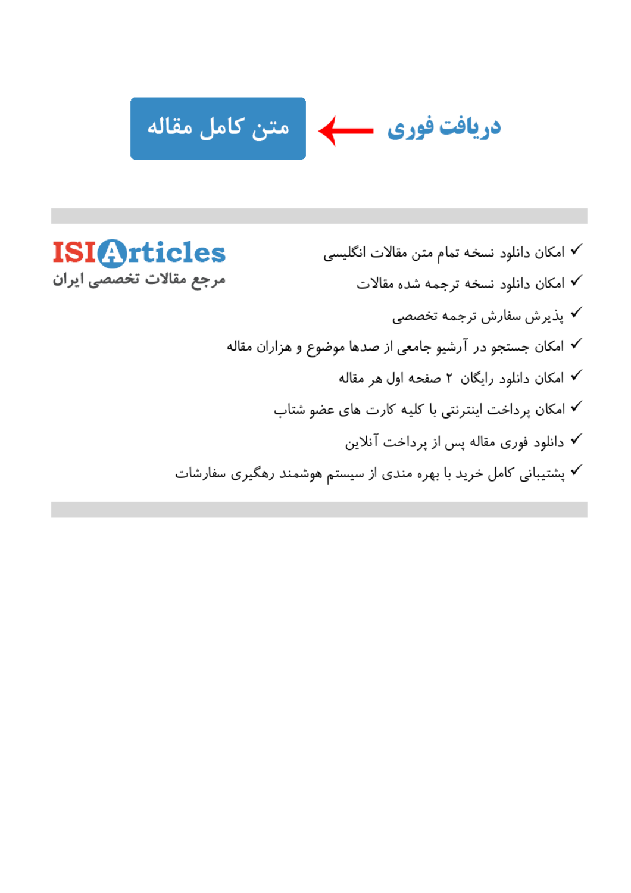دریافت فوری ← متن کامل مقاله

**ISIArticles**
مرجع مقالات تخصصی ایران

- ✓ امکان دانلود نسخه تمام متن مقالات انگلیسی
- ✓ امکان دانلود نسخه ترجمه شده مقالات
- ✓ پذیرش سفارش ترجمه تخصصی
- ✓ امکان جستجو در آرشیو جامعی از صدها موضوع و هزاران مقاله
- ✓ امکان دانلود رایگان ۲ صفحه اول هر مقاله
- ✓ امکان پرداخت اینترنتی با کلیه کارت های عضو شتاب
- ✓ دانلود فوری مقاله پس از پرداخت آنلاین
- ✓ پشتیبانی کامل خرید با بهره مندی از سیستم هوشمند رهگیری سفارشات